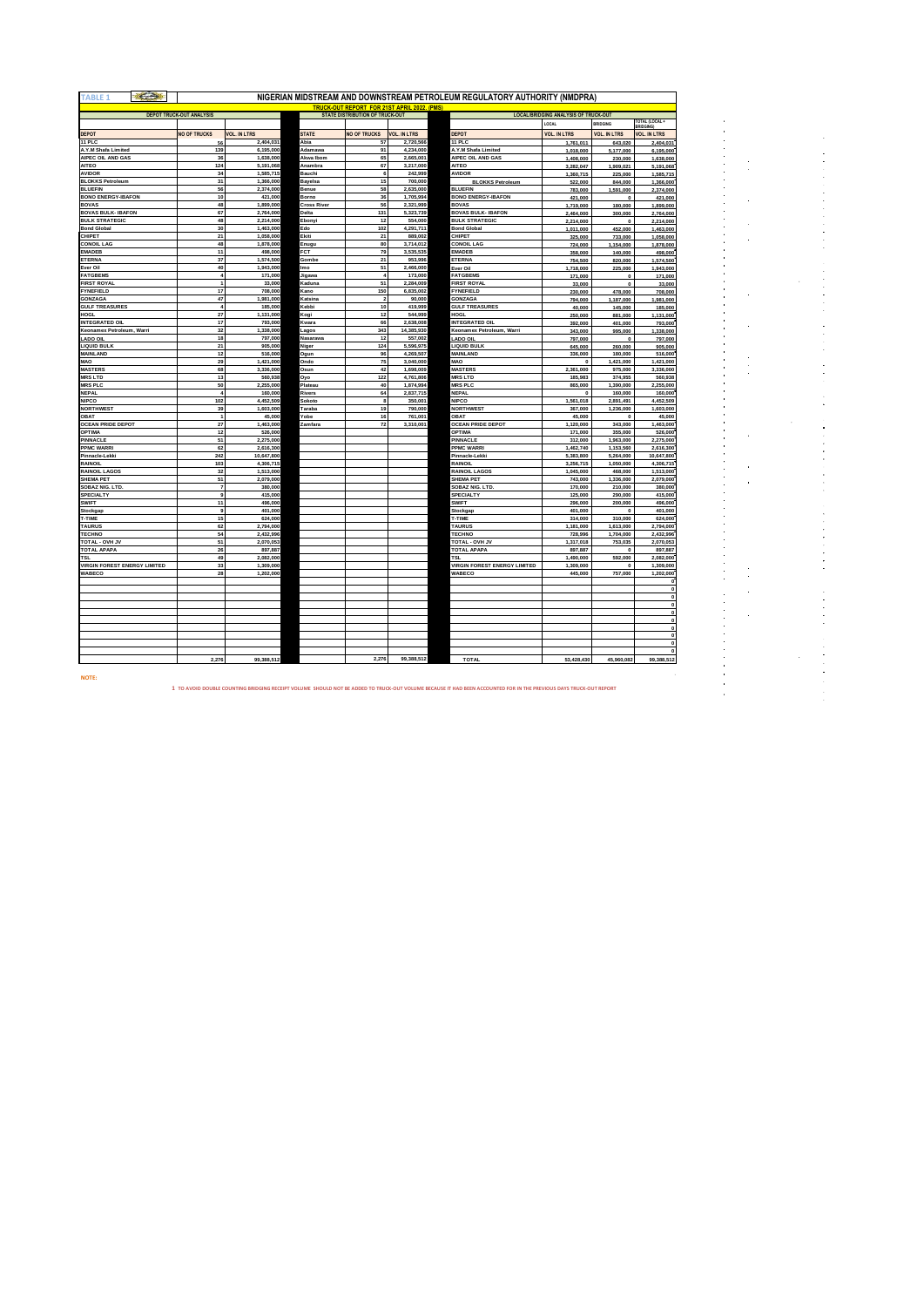# TABLE 1

## NIGERIAN MIDSTREAM AND DOWNSTREAM PETROLEUM REGULATORY AUTHORITY (NMDPRA)

### TRUCK-OUT REPORT FOR 21ST APRIL 2022. (PMS)

| DEPOT TRUCK-OUT ANALYSIS | | | STATE DISTRIBUTION OF TRUCK-OUT | | | LOCAL/BRIDGING ANALYSIS OF TRUCK-OUT | | | |
|---|---|---|---|---|---|---|---|---|---|
| | | | | | | | LOCAL | BRIDGING | TOTAL (LOCAL + BRIDGING) |
| DEPOT | NO OF TRUCKS | VOL. IN LTRS | STATE | NO OF TRUCKS | VOL. IN LTRS | DEPOT | VOL. IN LTRS | VOL. IN LTRS | VOL. IN LTRS |
| 11 PLC | 56 | 2,404,031 | Abia | 57 | 2,720,566 | 11 PLC | 1,761,011 | 643,020 | 2,404,031 |
| A.Y.M Shafa Limited | 139 | 6,195,000 | Adamawa | 91 | 4,234,000 | A.Y.M Shafa Limited | 1,018,000 | 5,177,000 | 6,195,000 |
| AIPEC OIL AND GAS | 36 | 1,638,000 | Akwa Ibom | 65 | 2,665,001 | AIPEC OIL AND GAS | 1,408,000 | 230,000 | 1,638,000 |
| AITEO | 124 | 5,191,068 | Anambra | 67 | 3,217,000 | AITEO | 3,282,047 | 1,909,021 | 5,191,068 |
| AVIDOR | 34 | 1,585,715 | Bauchi | 6 | 242,999 | AVIDOR | 1,360,715 | 225,000 | 1,585,715 |
| BLOKKS Petroleum | 31 | 1,366,000 | Bayelsa | 15 | 700,000 | BLOKKS Petroleum | 522,000 | 844,000 | 1,366,000 |
| BLUEFIN | 56 | 2,374,000 | Benue | 58 | 2,635,000 | BLUEFIN | 783,000 | 1,591,000 | 2,374,000 |
| BONO ENERGY-IBAFON | 10 | 421,000 | Borno | 36 | 1,705,994 | BONO ENERGY-IBAFON | 421,000 | 0 | 421,000 |
| BOVAS | 48 | 1,899,000 | Cross River | 56 | 2,321,999 | BOVAS | 1,719,000 | 180,000 | 1,899,000 |
| BOVAS BULK- IBAFON | 67 | 2,764,000 | Delta | 131 | 5,323,739 | BOVAS BULK- IBAFON | 2,464,000 | 300,000 | 2,764,000 |
| BULK STRATEGIC | 48 | 2,214,000 | Ebonyi | 12 | 554,000 | BULK STRATEGIC | 2,214,000 | 0 | 2,214,000 |
| Bond Global | 30 | 1,463,000 | Edo | 102 | 4,291,711 | Bond Global | 1,011,000 | 452,000 | 1,463,000 |
| CHIPET | 21 | 1,058,000 | Ekiti | 21 | 889,002 | CHIPET | 325,000 | 733,000 | 1,058,000 |
| CONOIL LAG | 48 | 1,878,000 | Enugu | 80 | 3,714,012 | CONOIL LAG | 724,000 | 1,154,000 | 1,878,000 |
| EMADEB | 11 | 498,000 | FCT | 79 | 3,535,535 | EMADEB | 358,000 | 140,000 | 498,000 |
| ETERNA | 37 | 1,574,500 | Gombe | 21 | 953,996 | ETERNA | 754,500 | 820,000 | 1,574,500 |
| Ever Oil | 40 | 1,943,000 | Imo | 51 | 2,466,000 | Ever Oil | 1,718,000 | 225,000 | 1,943,000 |
| FATGBEMS | 4 | 171,000 | Jigawa | 4 | 173,000 | FATGBEMS | 171,000 | 0 | 171,000 |
| FIRST ROYAL | 1 | 33,000 | Kaduna | 51 | 2,284,009 | FIRST ROYAL | 33,000 | 0 | 33,000 |
| FYNEFIELD | 17 | 708,000 | Kano | 150 | 6,835,002 | FYNEFIELD | 230,000 | 478,000 | 708,000 |
| GONZAGA | 47 | 1,981,000 | Katsina | 2 | 90,000 | GONZAGA | 794,000 | 1,187,000 | 1,981,000 |
| GULF TREASURES | 4 | 185,000 | Kebbi | 10 | 419,999 | GULF TREASURES | 40,000 | 145,000 | 185,000 |
| HOGL | 27 | 1,131,000 | Kogi | 12 | 544,999 | HOGL | 250,000 | 881,000 | 1,131,000 |
| INTEGRATED OIL | 17 | 793,000 | Kwara | 66 | 2,638,008 | INTEGRATED OIL | 392,000 | 401,000 | 793,000 |
| Keonamex Petroleum, Warri | 32 | 1,338,000 | Lagos | 343 | 14,385,930 | Keonamex Petroleum, Warri | 343,000 | 995,000 | 1,338,000 |
| LADO OIL | 18 | 797,000 | Nasarawa | 12 | 557,002 | LADO OIL | 797,000 | 0 | 797,000 |
| LIQUID BULK | 21 | 905,000 | Niger | 124 | 5,596,975 | LIQUID BULK | 645,000 | 260,000 | 905,000 |
| MAINLAND | 12 | 516,000 | Ogun | 96 | 4,269,507 | MAINLAND | 336,000 | 180,000 | 516,000 |
| MAO | 29 | 1,421,000 | Ondo | 75 | 3,040,000 | MAO | 0 | 1,421,000 | 1,421,000 |
| MASTERS | 68 | 3,336,000 | Osun | 42 | 1,698,009 | MASTERS | 2,361,000 | 975,000 | 3,336,000 |
| MRS LTD | 13 | 560,938 | Oyo | 122 | 4,761,806 | MRS LTD | 185,983 | 374,955 | 560,938 |
| MRS PLC | 50 | 2,255,000 | Plateau | 40 | 1,874,994 | MRS PLC | 865,000 | 1,390,000 | 2,255,000 |
| NEPAL | 4 | 160,000 | Rivers | 64 | 2,837,715 | NEPAL | 0 | 160,000 | 160,000 |
| NIPCO | 102 | 4,452,509 | Sokoto | 8 | 350,001 | NIPCO | 1,561,018 | 2,891,491 | 4,452,509 |
| NORTHWEST | 39 | 1,603,000 | Taraba | 19 | 790,000 | NORTHWEST | 367,000 | 1,236,000 | 1,603,000 |
| OBAT | 1 | 45,000 | Yobe | 16 | 761,001 | OBAT | 45,000 | 0 | 45,000 |
| OCEAN PRIDE DEPOT | 27 | 1,463,000 | Zamfara | 72 | 3,310,001 | OCEAN PRIDE DEPOT | 1,120,000 | 343,000 | 1,463,000 |
| OPTIMA | 12 | 526,000 | | | | OPTIMA | 171,000 | 355,000 | 526,000 |
| PINNACLE | 51 | 2,275,000 | | | | PINNACLE | 312,000 | 1,963,000 | 2,275,000 |
| PPMC WARRI | 62 | 2,616,300 | | | | PPMC WARRI | 1,462,740 | 1,153,560 | 2,616,300 |
| Pinnacle-Lekki | 242 | 10,647,800 | | | | Pinnacle-Lekki | 5,383,800 | 5,264,000 | 10,647,800 |
| RAINOIL | 103 | 4,306,715 | | | | RAINOIL | 3,256,715 | 1,050,000 | 4,306,715 |
| RAINOIL LAGOS | 32 | 1,513,000 | | | | RAINOIL LAGOS | 1,045,000 | 468,000 | 1,513,000 |
| SHEMA PET | 51 | 2,079,000 | | | | SHEMA PET | 743,000 | 1,336,000 | 2,079,000 |
| SOBAZ NIG. LTD. | 7 | 380,000 | | | | SOBAZ NIG. LTD. | 170,000 | 210,000 | 380,000 |
| SPECIALTY | 9 | 415,000 | | | | SPECIALTY | 125,000 | 290,000 | 415,000 |
| SWIFT | 11 | 496,000 | | | | SWIFT | 296,000 | 200,000 | 496,000 |
| Stockgap | 9 | 401,000 | | | | Stockgap | 401,000 | 0 | 401,000 |
| T-TIME | 15 | 624,000 | | | | T-TIME | 314,000 | 310,000 | 624,000 |
| TAURUS | 62 | 2,794,000 | | | | TAURUS | 1,181,000 | 1,613,000 | 2,794,000 |
| TECHNO | 54 | 2,432,996 | | | | TECHNO | 728,996 | 1,704,000 | 2,432,996 |
| TOTAL - OVH JV | 51 | 2,070,053 | | | | TOTAL - OVH JV | 1,317,018 | 753,035 | 2,070,053 |
| TOTAL APAPA | 26 | 897,887 | | | | TOTAL APAPA | 897,887 | 0 | 897,887 |
| TSL | 49 | 2,082,000 | | | | TSL | 1,490,000 | 592,000 | 2,082,000 |
| VIRGIN FOREST ENERGY LIMITED | 33 | 1,309,000 | | | | VIRGIN FOREST ENERGY LIMITED | 1,309,000 | 0 | 1,309,000 |
| WABECO | 28 | 1,202,000 | | | | WABECO | 445,000 | 757,000 | 1,202,000 |
| | | | | | | | | | 0 |
| | | | | | | | | | 0 |
| | | | | | | | | | 0 |
| | | | | | | | | | 0 |
| | | | | | | | | | 0 |
| | | | | | | | | | 0 |
| | | | | | | | | | 0 |
| | | | | | | | | | 0 |
| | | | | | | | | | 0 |
| | 2,276 | 99,388,512 | | 2,276 | 99,388,512 | TOTAL | 53,428,430 | 45,960,082 | 99,388,512 |

NOTE:

1 TO AVOID DOUBLE COUNTING BRIDGING RECEIPT VOLUME SHOULD NOT BE ADDED TO TRUCK-OUT VOLUME BECAUSE IT HAD BEEN ACCOUNTED FOR IN THE PREVIOUS DAYS TRUCK-OUT REPORT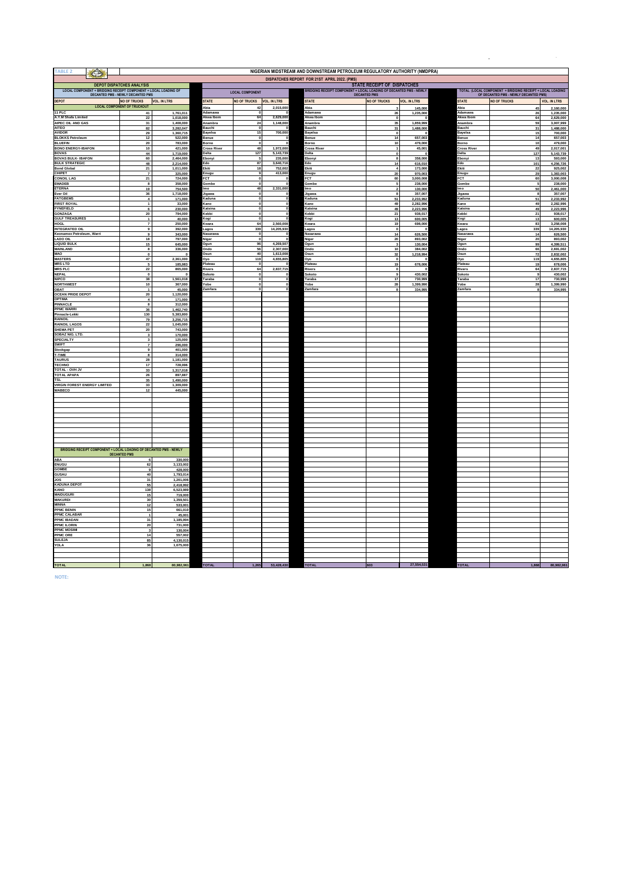TABLE 2

# NIGERIAN MIDSTREAM AND DOWNSTREAM PETROLEUM REGULATORY AUTHORITY (NMDPRA)

## DISPATCHES REPORT FOR 21ST APRIL 2022. (PMS)

### DEPOT DISPATCHES ANALYSIS

LOCAL COMPONENT + BRIDGING RECEIPT COMPONENT + LOCAL LOADING OF DECANTED PMS - NEWLY DECANTED PMS

| DEPOT | NO OF TRUCKS | VOL. IN LTRS |
|---|---|---|
| LOCAL COMPONENT OF TRUCKOUT | | |
| 11 PLC | 41 | 1,761,011 |
| A.Y.M Shafa Limited | 22 | 1,018,000 |
| AIPEC OIL AND GAS | 31 | 1,408,000 |
| AITEO | 82 | 3,282,047 |
| AVIDOR | 29 | 1,360,715 |
| BLOKKS Petroleum | 12 | 522,000 |
| BLUEFIN | 20 | 783,000 |
| BONO ENERGY-IBAFON | 10 | 423,000 |
| BOVAS | 44 | 1,719,000 |
| BOVAS BULK- IBAFON | 60 | 2,464,000 |
| BULK STRATEGIC | 48 | 2,214,000 |
| Bond Global | 21 | 1,011,000 |
| CHIPET | 7 | 325,000 |
| CONOIL LAG | 21 | 724,000 |
| EMADEB | 8 | 358,000 |
| ETERNA | 19 | 754,500 |
| Ever Oil | 36 | 1,718,000 |
| FATGBEMS | 4 | 171,000 |
| FIRST ROYAL | 1 | 33,000 |
| FYNEFIELD | 6 | 230,000 |
| GONZAGA | 20 | 794,000 |
| GULF TREASURES | 1 | 40,000 |
| HOGL | 7 | 250,000 |
| INTEGRATED OIL | 9 | 392,000 |
| Keonamex Petroleum, Warri | 9 | 343,000 |
| LADO OIL | 18 | 797,000 |
| LIQUID BULK | 15 | 645,000 |
| MAINLAND | 8 | 336,000 |
| MAO | 0 | 0 |
| MASTERS | 47 | 2,361,000 |
| MRS LTD | 5 | 185,983 |
| MRS PLC | 22 | 865,000 |
| NEPAL | 0 | 0 |
| NIPCO | 38 | 1,561,018 |
| NORTHWEST | 10 | 367,000 |
| OBAT | 1 | 45,000 |
| OCEAN PRIDE DEPOT | 20 | 1,120,000 |
| OPTIMA | 4 | 171,000 |
| PINNACLE | 8 | 312,000 |
| PPMC WARRI | 36 | 1,462,740 |
| Pinnacle-Lekki | 130 | 5,383,800 |
| RAINOIL | 79 | 3,256,715 |
| RAINOIL LAGOS | 22 | 1,045,000 |
| SHEMA PET | 20 | 743,000 |
| SOBAZ NIG. LTD. | 3 | 170,000 |
| SPECIALTY | 3 | 125,000 |
| SWIFT | 7 | 296,000 |
| Stockgap | 9 | 401,000 |
| T-TIME | 8 | 314,000 |
| TAURUS | 28 | 1,181,000 |
| TECHNO | 17 | 728,996 |
| TOTAL - OVH JV | 33 | 1,317,018 |
| TOTAL APAPA | 26 | 897,867 |
| TSL | 35 | 1,490,000 |
| VIRGIN FOREST ENERGY LIMITED | 33 | 1,309,000 |
| WABECO | 12 | 445,000 |
| BRIDGING RECEIPT COMPONENT + LOCAL LOADING OF DECANTED PMS - NEWLY DECANTED PMS | | |
| ABA | 6 | 330,000 |
| ENUGU | 62 | 3,133,002 |
| GOMBE | 9 | 428,000 |
| GUSAU | 40 | 1,793,014 |
| JOS | 31 | 1,201,006 |
| KADUNA DEPOT | 55 | 2,418,992 |
| KANO | 138 | 6,523,989 |
| MAIDUGURI | 15 | 719,000 |
| MAKURDI | 30 | 1,359,501 |
| MINNA | 12 | 533,001 |
| PPMC BENIN | 15 | 661,010 |
| PPMC CALABAR | 1 | 45,001 |
| PPMC IBADAN | 31 | 1,185,994 |
| PPMC ILORIN | 20 | 731,000 |
| PPMC MOSIMI | 3 | 130,004 |
| PPMC ORE | 14 | 557,002 |
| SULEJA | 85 | 4,130,015 |
| YOLA | 36 | 1,675,000 |
| TOTAL | 1,868 | 80,982,961 |

### STATE RECEIPT OF DISPATCHES

| STATE | LOCAL COMPONENT NO OF TRUCKS | LOCAL COMPONENT VOL. IN LTRS | BRIDGING RECEIPT COMPONENT + LOCAL LOADING OF DECANTED PMS - NEWLY DECANTED PMS NO OF TRUCKS | BRIDGING ... VOL. IN LTRS | TOTAL (LOCAL COMPONENT + BRIDGING RECEIPT + LOCAL LOADING OF DECANTED PMS - NEWLY DECANTED PMS) NO OF TRUCKS | TOTAL VOL. IN LTRS |
|---|---|---|---|---|---|---|
| Abia | 42 | 2,015,000 | 3 | 145,000 | 45 | 2,160,000 |
| Adamawa | 0 | 0 | 26 | 1,235,000 | 26 | 1,235,000 |
| Akwa Ibom | 64 | 2,629,000 | 0 | 0 | 64 | 2,629,000 |
| Anambra | 24 | 1,148,000 | 35 | 1,859,999 | 59 | 3,007,999 |
| Bauchi | 0 | 0 | 31 | 1,488,000 | 31 | 1,488,000 |
| Bayelsa | 15 | 700,000 | 0 | 0 | 15 | 700,000 |
| Benue | 0 | 0 | 14 | 657,003 | 14 | 657,003 |
| Borno | 0 | 0 | 10 | 479,000 | 10 | 479,000 |
| Cross River | 48 | 1,972,000 | 1 | 45,001 | 49 | 2,017,001 |
| Delta | 127 | 5,143,739 | 0 | 0 | 127 | 5,143,739 |
| Ebonyi | 5 | 235,000 | 8 | 358,000 | 13 | 593,000 |
| Edo | 87 | 3,640,716 | 14 | 616,010 | 101 | 4,256,726 |
| Ekiti | 18 | 752,002 | 4 | 173,000 | 22 | 925,002 |
| Enugu | 9 | 413,000 | 20 | 970,003 | 29 | 1,383,003 |
| FCT | 0 | 0 | 60 | 3,000,008 | 60 | 3,000,008 |
| Gombe | 0 | 0 | 5 | 238,000 | 5 | 238,000 |
| Imo | 48 | 2,331,000 | 2 | 130,000 | 50 | 2,461,000 |
| Jigawa | 0 | 0 | 8 | 357,007 | 8 | 357,007 |
| Kaduna | 0 | 0 | 51 | 2,233,992 | 51 | 2,233,992 |
| Kano | 0 | 0 | 49 | 2,282,996 | 49 | 2,282,996 |
| Katsina | 0 | 0 | 49 | 2,223,996 | 49 | 2,223,996 |
| Kebbi | 0 | 0 | 21 | 938,017 | 21 | 938,017 |
| Kogi | 0 | 0 | 13 | 600,005 | 13 | 600,005 |
| Kwara | 64 | 2,560,008 | 19 | 698,000 | 83 | 3,258,008 |
| Lagos | 339 | 14,205,930 | 0 | 0 | 339 | 14,205,930 |
| Nasarawa | 0 | 0 | 14 | 626,500 | 14 | 626,500 |
| Niger | 0 | 0 | 20 | 893,002 | 20 | 893,002 |
| Ogun | 96 | 4,269,507 | 3 | 130,004 | 99 | 4,399,511 |
| Ondo | 56 | 2,307,000 | 10 | 384,002 | 66 | 2,691,002 |
| Osun | 40 | 1,613,008 | 32 | 1,218,994 | 72 | 2,832,002 |
| Oyo | 119 | 4,655,805 | 0 | 0 | 119 | 4,655,805 |
| Plateau | 0 | 0 | 19 | 678,006 | 19 | 678,006 |
| Rivers | 64 | 2,837,715 | 0 | 0 | 64 | 2,837,715 |
| Sokoto | 0 | 0 | 9 | 430,002 | 9 | 430,002 |
| Taraba | 0 | 0 | 17 | 730,999 | 17 | 730,999 |
| Yobe | 0 | 0 | 28 | 1,399,990 | 28 | 1,399,990 |
| Zamfara | 0 | 0 | 8 | 334,995 | 8 | 334,995 |
| TOTAL | 1,265 | 53,428,430 | 603 | 27,554,531 | 1,868 | 80,982,961 |

NOTE: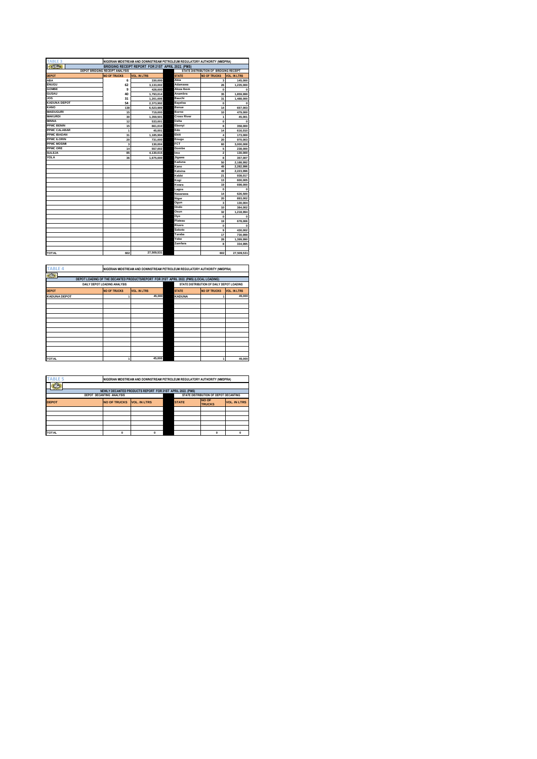**TABLE 3**

**NIGERIAN MIDSTREAM AND DOWNSTREAM PETROLEUM REGULATORY AUTHORITY (NMDPRA)**

**BRIDGING RECEIPT REPORT FOR 21ST APRIL 2022. (PMS)**

| DEPOT BRIDGING RECEIPT ANALYSIS | | | | STATE DISTRIBUTION OF BRIDGING RECEIPT | | |
|---|---|---|---|---|---|---|
| DEPOT | NO OF TRUCKS | VOL. IN LTRS | | STATE | NO OF TRUCKS | VOL. IN LTRS |
| ABA | 6 | 330,000 | | Abia | 3 | 145,000 |
| ENUGU | 62 | 3,133,002 | | Adamawa | 26 | 1,235,000 |
| GOMBE | 9 | 428,000 | | Akwa Ibom | 0 | 0 |
| GUSAU | 40 | 1,793,014 | | Anambra | 35 | 1,859,999 |
| JOS | 31 | 1,201,006 | | Bauchi | 31 | 1,488,000 |
| KADUNA DEPOT | 54 | 2,373,992 | | Bayelsa | 0 | 0 |
| KANO | 138 | 6,523,989 | | Benue | 14 | 657,003 |
| MAIDUGURI | 15 | 719,000 | | Borno | 10 | 479,000 |
| MAKURDI | 30 | 1,359,501 | | Cross River | 1 | 45,001 |
| MINNA | 12 | 533,001 | | Delta | 0 | 0 |
| PPMC BENIN | 15 | 661,010 | | Ebonyi | 8 | 358,000 |
| PPMC CALABAR | 1 | 45,001 | | Edo | 14 | 616,010 |
| PPMC IBADAN | 31 | 1,185,994 | | Ekiti | 4 | 172,000 |
| PPMC ILORIN | 20 | 731,000 | | Enugu | 20 | 970,003 |
| PPMC MOSIMI | 3 | 130,004 | | FCT | 60 | 3,000,008 |
| PPMC ORE | 14 | 557,002 | | Gombe | 5 | 238,000 |
| SULEJA | 85 | 4,130,015 | | Imo | 2 | 130,000 |
| YOLA | 36 | 1,675,000 | | Jigawa | 8 | 357,007 |
| | | | | Kaduna | 50 | 2,188,992 |
| | | | | Kano | 49 | 2,262,996 |
| | | | | Katsina | 49 | 2,223,996 |
| | | | | Kebbi | 21 | 938,017 |
| | | | | Kogi | 13 | 600,005 |
| | | | | Kwara | 19 | 698,000 |
| | | | | Lagos | 0 | 0 |
| | | | | Nasarawa | 14 | 628,500 |
| | | | | Niger | 20 | 893,002 |
| | | | | Ogun | 3 | 130,004 |
| | | | | Ondo | 10 | 384,002 |
| | | | | Osun | 32 | 1,218,994 |
| | | | | Oyo | 0 | 0 |
| | | | | Plateau | 19 | 678,006 |
| | | | | Rivers | 0 | 0 |
| | | | | Sokoto | 9 | 430,002 |
| | | | | Taraba | 17 | 730,999 |
| | | | | Yobe | 28 | 1,399,990 |
| | | | | Zamfara | 8 | 334,995 |
| TOTAL | 602 | 27,509,531 | | | 602 | 27,509,531 |

**TABLE 4**

**NIGERIAN MIDSTREAM AND DOWNSTREAM PETROLEUM REGULATORY AUTHORITY (NMDPRA)**

**DEPOT LOADING OF THE DECANTED PRODUCTSREPORT FOR 21ST APRIL 2022. (PMS) (LOCAL LOADING)**

| DAILY DEPOT LOADING ANALYSIS | | | | STATE DISTRIBUTION OF DAILY DEPOT LOADING | | |
|---|---|---|---|---|---|---|
| DEPOT | NO OF TRUCKS | VOL. IN LTRS | | STATE | NO OF TRUCKS | VOL. IN LTRS |
| KADUNA DEPOT | 1 | 45,000 | | KADUNA | 1 | 45,000 |
| TOTAL | 1 | 45,000 | | | 1 | 45,000 |

**TABLE 5**

**NIGERIAN MIDSTREAM AND DOWNSTREAM PETROLEUM REGULATORY AUTHORITY (NMDPRA)**

**NEWLY DECANTED PRODUCTS REPORT FOR 21ST APRIL 2022. (PMS)**

| DEPOT DECANTING ANALYSIS | | | | STATE DISTRIBUTION OF DEPOT DECANTING | | |
|---|---|---|---|---|---|---|
| DEPOT | NO OF TRUCKS | VOL. IN LTRS | | STATE | NO OF TRUCKS | VOL. IN LTRS |
| TOTAL | 0 | 0 | | | 0 | 0 |